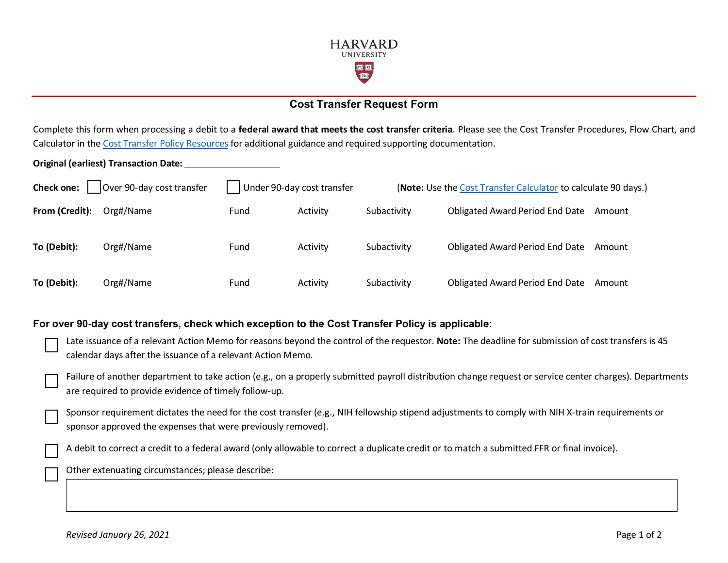HARVARD
UNIVERSITY

# Cost Transfer Request Form

Complete this form when processing a debit to a **federal award that meets the cost transfer criteria**. Please see the Cost Transfer Procedures, Flow Chart, and Calculator in the Cost Transfer Policy Resources for additional guidance and required supporting documentation.

**Original (earliest) Transaction Date:** ____________________

**Check one:** ☐ Over 90-day cost transfer ☐ Under 90-day cost transfer (**Note:** Use the Cost Transfer Calculator to calculate 90 days.)

| | Org#/Name | Fund | Activity | Subactivity | Obligated Award Period End Date | Amount |
|---|---|---|---|---|---|---|
| **From (Credit):** | | | | | | |
| **To (Debit):** | | | | | | |
| **To (Debit):** | | | | | | |

**For over 90-day cost transfers, check which exception to the Cost Transfer Policy is applicable:**

- ☐ Late issuance of a relevant Action Memo for reasons beyond the control of the requestor. **Note:** The deadline for submission of cost transfers is 45 calendar days after the issuance of a relevant Action Memo.
- ☐ Failure of another department to take action (e.g., on a properly submitted payroll distribution change request or service center charges). Departments are required to provide evidence of timely follow-up.
- ☐ Sponsor requirement dictates the need for the cost transfer (e.g., NIH fellowship stipend adjustments to comply with NIH X-train requirements or sponsor approved the expenses that were previously removed).
- ☐ A debit to correct a credit to a federal award (only allowable to correct a duplicate credit or to match a submitted FFR or final invoice).
- ☐ Other extenuating circumstances; please describe:

*Revised January 26, 2021*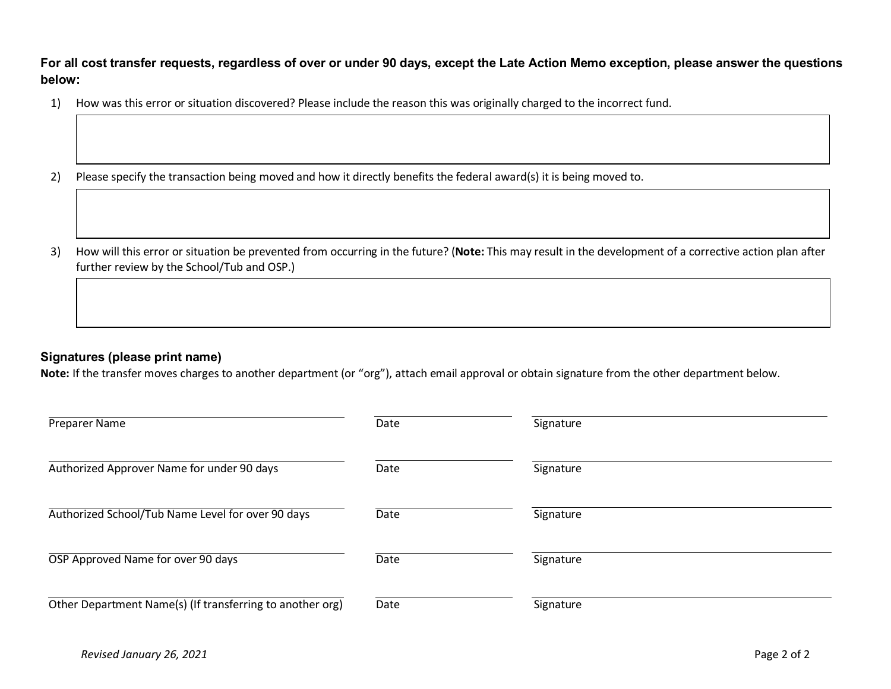**For all cost transfer requests, regardless of over or under 90 days, except the Late Action Memo exception, please answer the questions below:**

1) How was this error or situation discovered? Please include the reason this was originally charged to the incorrect fund.

2) Please specify the transaction being moved and how it directly benefits the federal award(s) it is being moved to.

3) How will this error or situation be prevented from occurring in the future? (**Note:** This may result in the development of a corrective action plan after further review by the School/Tub and OSP.)

### Signatures (please print name)

**Note:** If the transfer moves charges to another department (or "org"), attach email approval or obtain signature from the other department below.

| | | |
|---|---|---|
| Preparer Name | Date | Signature |
| Authorized Approver Name for under 90 days | Date | Signature |
| Authorized School/Tub Name Level for over 90 days | Date | Signature |
| OSP Approved Name for over 90 days | Date | Signature |
| Other Department Name(s) (If transferring to another org) | Date | Signature |

*Revised January 26, 2021*